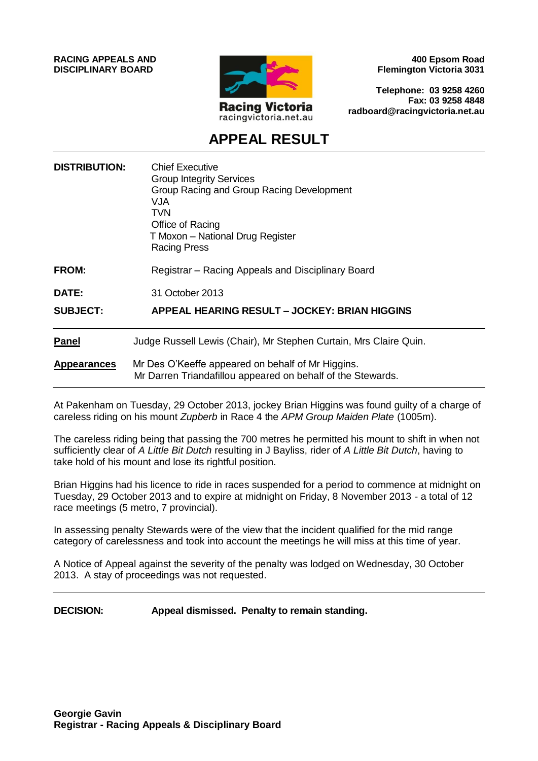**RACING APPEALS AND DISCIPLINARY BOARD**

Racing Victoria
racingvictoria.net.au

**400 Epsom Road**
**Flemington Victoria 3031**

**Telephone: 03 9258 4260**
**Fax: 03 9258 4848**
**radboard@racingvictoria.net.au**

# APPEAL RESULT

**DISTRIBUTION:** Chief Executive
Group Integrity Services
Group Racing and Group Racing Development
VJA
TVN
Office of Racing
T Moxon – National Drug Register
Racing Press

**FROM:** Registrar – Racing Appeals and Disciplinary Board

**DATE:** 31 October 2013

**SUBJECT:** **APPEAL HEARING RESULT – JOCKEY: BRIAN HIGGINS**

**Panel** Judge Russell Lewis (Chair), Mr Stephen Curtain, Mrs Claire Quin.

**Appearances** Mr Des O'Keeffe appeared on behalf of Mr Higgins.
Mr Darren Triandafillou appeared on behalf of the Stewards.

At Pakenham on Tuesday, 29 October 2013, jockey Brian Higgins was found guilty of a charge of careless riding on his mount *Zupberb* in Race 4 the *APM Group Maiden Plate* (1005m).

The careless riding being that passing the 700 metres he permitted his mount to shift in when not sufficiently clear of *A Little Bit Dutch* resulting in J Bayliss, rider of *A Little Bit Dutch*, having to take hold of his mount and lose its rightful position.

Brian Higgins had his licence to ride in races suspended for a period to commence at midnight on Tuesday, 29 October 2013 and to expire at midnight on Friday, 8 November 2013 - a total of 12 race meetings (5 metro, 7 provincial).

In assessing penalty Stewards were of the view that the incident qualified for the mid range category of carelessness and took into account the meetings he will miss at this time of year.

A Notice of Appeal against the severity of the penalty was lodged on Wednesday, 30 October 2013. A stay of proceedings was not requested.

**DECISION:** **Appeal dismissed. Penalty to remain standing.**

**Georgie Gavin**
**Registrar - Racing Appeals & Disciplinary Board**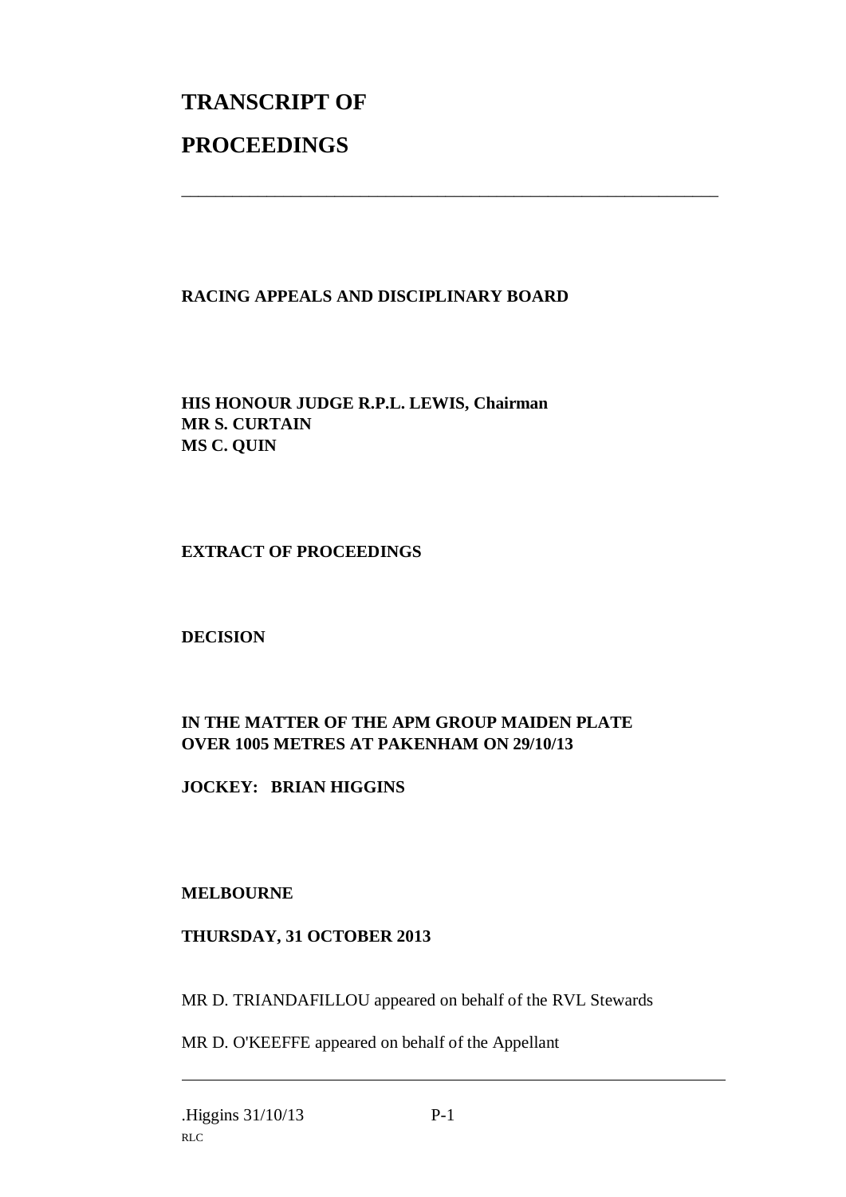# TRANSCRIPT OF

# PROCEEDINGS

---

**RACING APPEALS AND DISCIPLINARY BOARD**

**HIS HONOUR JUDGE R.P.L. LEWIS, Chairman**
**MR S. CURTAIN**
**MS C. QUIN**

**EXTRACT OF PROCEEDINGS**

**DECISION**

**IN THE MATTER OF THE APM GROUP MAIDEN PLATE OVER 1005 METRES AT PAKENHAM ON 29/10/13**

**JOCKEY: BRIAN HIGGINS**

**MELBOURNE**

**THURSDAY, 31 OCTOBER 2013**

MR D. TRIANDAFILLOU appeared on behalf of the RVL Stewards

MR D. O'KEEFFE appeared on behalf of the Appellant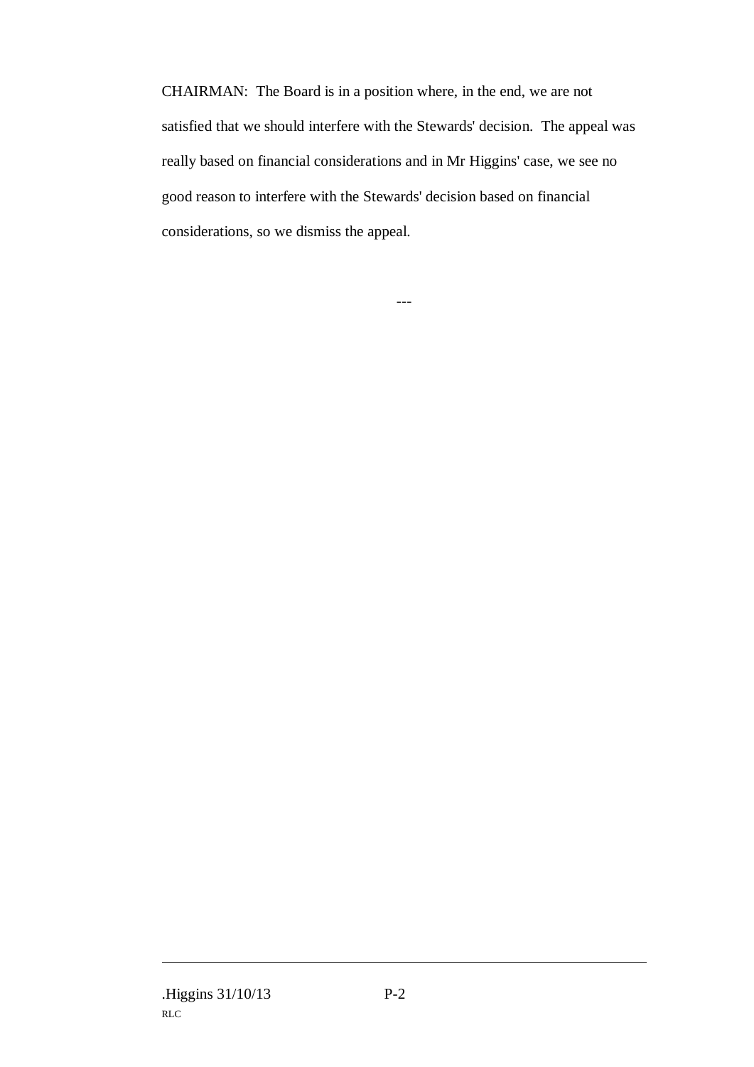CHAIRMAN: The Board is in a position where, in the end, we are not satisfied that we should interfere with the Stewards' decision. The appeal was really based on financial considerations and in Mr Higgins' case, we see no good reason to interfere with the Stewards' decision based on financial considerations, so we dismiss the appeal.

---